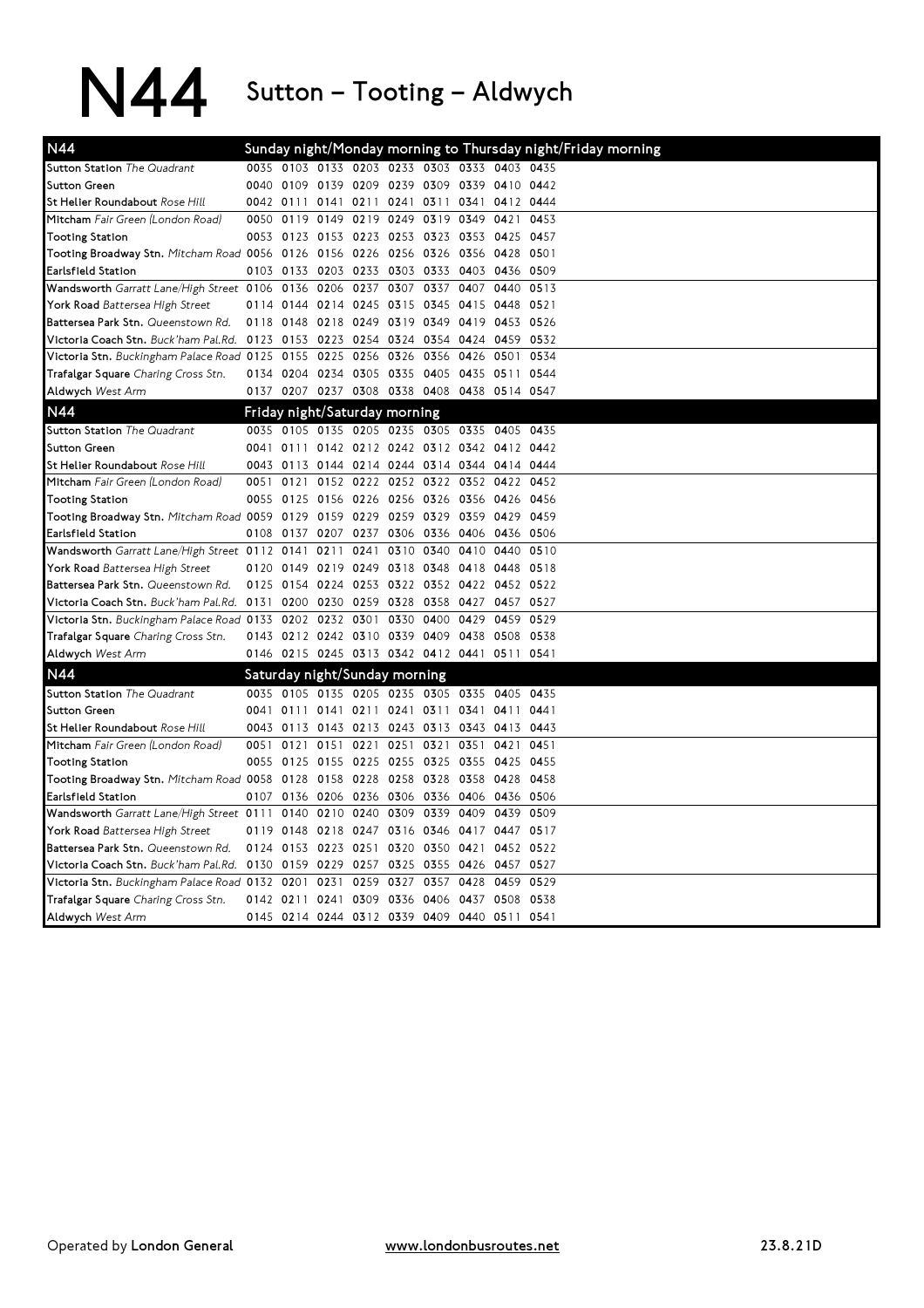# N44 Sutton – Tooting – Aldwych

| N44 | Sunday night/Monday morning to Thursday night/Friday morning | | | | | | | | |
|---|---|---|---|---|---|---|---|---|---|
| **Sutton Station** *The Quadrant* | 0035 | 0103 | 0133 | 0203 | 0233 | 0303 | 0333 | 0403 | 0435 |
| **Sutton Green** | 0040 | 0109 | 0139 | 0209 | 0239 | 0309 | 0339 | 0410 | 0442 |
| **St Helier Roundabout** *Rose Hill* | 0042 | 0111 | 0141 | 0211 | 0241 | 0311 | 0341 | 0412 | 0444 |
| **Mitcham** *Fair Green (London Road)* | 0050 | 0119 | 0149 | 0219 | 0249 | 0319 | 0349 | 0421 | 0453 |
| **Tooting Station** | 0053 | 0123 | 0153 | 0223 | 0253 | 0323 | 0353 | 0425 | 0457 |
| **Tooting Broadway Stn.** *Mitcham Road* | 0056 | 0126 | 0156 | 0226 | 0256 | 0326 | 0356 | 0428 | 0501 |
| **Earlsfield Station** | 0103 | 0133 | 0203 | 0233 | 0303 | 0333 | 0403 | 0436 | 0509 |
| **Wandsworth** *Garratt Lane/High Street* | 0106 | 0136 | 0206 | 0237 | 0307 | 0337 | 0407 | 0440 | 0513 |
| **York Road** *Battersea High Street* | 0114 | 0144 | 0214 | 0245 | 0315 | 0345 | 0415 | 0448 | 0521 |
| **Battersea Park Stn.** *Queenstown Rd.* | 0118 | 0148 | 0218 | 0249 | 0319 | 0349 | 0419 | 0453 | 0526 |
| **Victoria Coach Stn.** *Buck'ham Pal.Rd.* | 0123 | 0153 | 0223 | 0254 | 0324 | 0354 | 0424 | 0459 | 0532 |
| **Victoria Stn.** *Buckingham Palace Road* | 0125 | 0155 | 0225 | 0256 | 0326 | 0356 | 0426 | 0501 | 0534 |
| **Trafalgar Square** *Charing Cross Stn.* | 0134 | 0204 | 0234 | 0305 | 0335 | 0405 | 0435 | 0511 | 0544 |
| **Aldwych** *West Arm* | 0137 | 0207 | 0237 | 0308 | 0338 | 0408 | 0438 | 0514 | 0547 |

| N44 | Friday night/Saturday morning | | | | | | | | |
|---|---|---|---|---|---|---|---|---|---|
| **Sutton Station** *The Quadrant* | 0035 | 0105 | 0135 | 0205 | 0235 | 0305 | 0335 | 0405 | 0435 |
| **Sutton Green** | 0041 | 0111 | 0142 | 0212 | 0242 | 0312 | 0342 | 0412 | 0442 |
| **St Helier Roundabout** *Rose Hill* | 0043 | 0113 | 0144 | 0214 | 0244 | 0314 | 0344 | 0414 | 0444 |
| **Mitcham** *Fair Green (London Road)* | 0051 | 0121 | 0152 | 0222 | 0252 | 0322 | 0352 | 0422 | 0452 |
| **Tooting Station** | 0055 | 0125 | 0156 | 0226 | 0256 | 0326 | 0356 | 0426 | 0456 |
| **Tooting Broadway Stn.** *Mitcham Road* | 0059 | 0129 | 0159 | 0229 | 0259 | 0329 | 0359 | 0429 | 0459 |
| **Earlsfield Station** | 0108 | 0137 | 0207 | 0237 | 0306 | 0336 | 0406 | 0436 | 0506 |
| **Wandsworth** *Garratt Lane/High Street* | 0112 | 0141 | 0211 | 0241 | 0310 | 0340 | 0410 | 0440 | 0510 |
| **York Road** *Battersea High Street* | 0120 | 0149 | 0219 | 0249 | 0318 | 0348 | 0418 | 0448 | 0518 |
| **Battersea Park Stn.** *Queenstown Rd.* | 0125 | 0154 | 0224 | 0253 | 0322 | 0352 | 0422 | 0452 | 0522 |
| **Victoria Coach Stn.** *Buck'ham Pal.Rd.* | 0131 | 0200 | 0230 | 0259 | 0328 | 0358 | 0427 | 0457 | 0527 |
| **Victoria Stn.** *Buckingham Palace Road* | 0133 | 0202 | 0232 | 0301 | 0330 | 0400 | 0429 | 0459 | 0529 |
| **Trafalgar Square** *Charing Cross Stn.* | 0143 | 0212 | 0242 | 0310 | 0339 | 0409 | 0438 | 0508 | 0538 |
| **Aldwych** *West Arm* | 0146 | 0215 | 0245 | 0313 | 0342 | 0412 | 0441 | 0511 | 0541 |

| N44 | Saturday night/Sunday morning | | | | | | | | |
|---|---|---|---|---|---|---|---|---|---|
| **Sutton Station** *The Quadrant* | 0035 | 0105 | 0135 | 0205 | 0235 | 0305 | 0335 | 0405 | 0435 |
| **Sutton Green** | 0041 | 0111 | 0141 | 0211 | 0241 | 0311 | 0341 | 0411 | 0441 |
| **St Helier Roundabout** *Rose Hill* | 0043 | 0113 | 0143 | 0213 | 0243 | 0313 | 0343 | 0413 | 0443 |
| **Mitcham** *Fair Green (London Road)* | 0051 | 0121 | 0151 | 0221 | 0251 | 0321 | 0351 | 0421 | 0451 |
| **Tooting Station** | 0055 | 0125 | 0155 | 0225 | 0255 | 0325 | 0355 | 0425 | 0455 |
| **Tooting Broadway Stn.** *Mitcham Road* | 0058 | 0128 | 0158 | 0228 | 0258 | 0328 | 0358 | 0428 | 0458 |
| **Earlsfield Station** | 0107 | 0136 | 0206 | 0236 | 0306 | 0336 | 0406 | 0436 | 0506 |
| **Wandsworth** *Garratt Lane/High Street* | 0111 | 0140 | 0210 | 0240 | 0309 | 0339 | 0409 | 0439 | 0509 |
| **York Road** *Battersea High Street* | 0119 | 0148 | 0218 | 0247 | 0316 | 0346 | 0417 | 0447 | 0517 |
| **Battersea Park Stn.** *Queenstown Rd.* | 0124 | 0153 | 0223 | 0251 | 0320 | 0350 | 0421 | 0452 | 0522 |
| **Victoria Coach Stn.** *Buck'ham Pal.Rd.* | 0130 | 0159 | 0229 | 0257 | 0325 | 0355 | 0426 | 0457 | 0527 |
| **Victoria Stn.** *Buckingham Palace Road* | 0132 | 0201 | 0231 | 0259 | 0327 | 0357 | 0428 | 0459 | 0529 |
| **Trafalgar Square** *Charing Cross Stn.* | 0142 | 0211 | 0241 | 0309 | 0336 | 0406 | 0437 | 0508 | 0538 |
| **Aldwych** *West Arm* | 0145 | 0214 | 0244 | 0312 | 0339 | 0409 | 0440 | 0511 | 0541 |

Operated by **London General** www.londonbusroutes.net 23.8.21D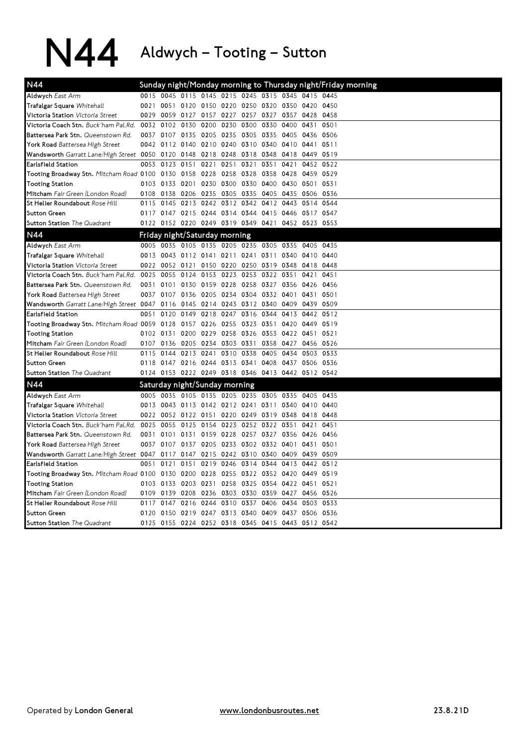# N44 Aldwych – Tooting – Sutton

| N44 | Sunday night/Monday morning to Thursday night/Friday morning | | | | | | | | | |
|---|---|---|---|---|---|---|---|---|---|---|
| **Aldwych** *East Arm* | 0015 | 0045 | 0115 | 0145 | 0215 | 0245 | 0315 | 0345 | 0415 | 0445 |
| **Trafalgar Square** *Whitehall* | 0021 | 0051 | 0120 | 0150 | 0220 | 0250 | 0320 | 0350 | 0420 | 0450 |
| **Victoria Station** *Victoria Street* | 0029 | 0059 | 0127 | 0157 | 0227 | 0257 | 0327 | 0357 | 0428 | 0458 |
| **Victoria Coach Stn.** *Buck'ham Pal.Rd.* | 0032 | 0102 | 0130 | 0200 | 0230 | 0300 | 0330 | 0400 | 0431 | 0501 |
| **Battersea Park Stn.** *Queenstown Rd.* | 0037 | 0107 | 0135 | 0205 | 0235 | 0305 | 0335 | 0405 | 0436 | 0506 |
| **York Road** *Battersea High Street* | 0042 | 0112 | 0140 | 0210 | 0240 | 0310 | 0340 | 0410 | 0441 | 0511 |
| **Wandsworth** *Garratt Lane/High Street* | 0050 | 0120 | 0148 | 0218 | 0248 | 0318 | 0348 | 0418 | 0449 | 0519 |
| **Earlsfield Station** | 0053 | 0123 | 0151 | 0221 | 0251 | 0321 | 0351 | 0421 | 0452 | 0522 |
| **Tooting Broadway Stn.** *Mitcham Road* | 0100 | 0130 | 0158 | 0228 | 0258 | 0328 | 0358 | 0428 | 0459 | 0529 |
| **Tooting Station** | 0103 | 0133 | 0201 | 0230 | 0300 | 0330 | 0400 | 0430 | 0501 | 0531 |
| **Mitcham** *Fair Green (London Road)* | 0108 | 0138 | 0206 | 0235 | 0305 | 0335 | 0405 | 0435 | 0506 | 0536 |
| **St Helier Roundabout** *Rose Hill* | 0115 | 0145 | 0213 | 0242 | 0312 | 0342 | 0412 | 0443 | 0514 | 0544 |
| **Sutton Green** | 0117 | 0147 | 0215 | 0244 | 0314 | 0344 | 0415 | 0446 | 0517 | 0547 |
| **Sutton Station** *The Quadrant* | 0122 | 0152 | 0220 | 0249 | 0319 | 0349 | 0421 | 0452 | 0523 | 0553 |

| N44 | Friday night/Saturday morning | | | | | | | | | |
|---|---|---|---|---|---|---|---|---|---|---|
| **Aldwych** *East Arm* | 0005 | 0035 | 0105 | 0135 | 0205 | 0235 | 0305 | 0335 | 0405 | 0435 |
| **Trafalgar Square** *Whitehall* | 0013 | 0043 | 0112 | 0141 | 0211 | 0241 | 0311 | 0340 | 0410 | 0440 |
| **Victoria Station** *Victoria Street* | 0022 | 0052 | 0121 | 0150 | 0220 | 0250 | 0319 | 0348 | 0418 | 0448 |
| **Victoria Coach Stn.** *Buck'ham Pal.Rd.* | 0025 | 0055 | 0124 | 0153 | 0223 | 0253 | 0322 | 0351 | 0421 | 0451 |
| **Battersea Park Stn.** *Queenstown Rd.* | 0031 | 0101 | 0130 | 0159 | 0228 | 0258 | 0327 | 0356 | 0426 | 0456 |
| **York Road** *Battersea High Street* | 0037 | 0107 | 0136 | 0205 | 0234 | 0304 | 0332 | 0401 | 0431 | 0501 |
| **Wandsworth** *Garratt Lane/High Street* | 0047 | 0116 | 0145 | 0214 | 0243 | 0312 | 0340 | 0409 | 0439 | 0509 |
| **Earlsfield Station** | 0051 | 0120 | 0149 | 0218 | 0247 | 0316 | 0344 | 0413 | 0442 | 0512 |
| **Tooting Broadway Stn.** *Mitcham Road* | 0059 | 0128 | 0157 | 0226 | 0255 | 0323 | 0351 | 0420 | 0449 | 0519 |
| **Tooting Station** | 0102 | 0131 | 0200 | 0229 | 0258 | 0326 | 0353 | 0422 | 0451 | 0521 |
| **Mitcham** *Fair Green (London Road)* | 0107 | 0136 | 0205 | 0234 | 0303 | 0331 | 0358 | 0427 | 0456 | 0526 |
| **St Helier Roundabout** *Rose Hill* | 0115 | 0144 | 0213 | 0241 | 0310 | 0338 | 0405 | 0434 | 0503 | 0533 |
| **Sutton Green** | 0118 | 0147 | 0216 | 0244 | 0313 | 0341 | 0408 | 0437 | 0506 | 0536 |
| **Sutton Station** *The Quadrant* | 0124 | 0153 | 0222 | 0249 | 0318 | 0346 | 0413 | 0442 | 0512 | 0542 |

| N44 | Saturday night/Sunday morning | | | | | | | | | |
|---|---|---|---|---|---|---|---|---|---|---|
| **Aldwych** *East Arm* | 0005 | 0035 | 0105 | 0135 | 0205 | 0235 | 0305 | 0335 | 0405 | 0435 |
| **Trafalgar Square** *Whitehall* | 0013 | 0043 | 0113 | 0142 | 0212 | 0241 | 0311 | 0340 | 0410 | 0440 |
| **Victoria Station** *Victoria Street* | 0022 | 0052 | 0122 | 0151 | 0220 | 0249 | 0319 | 0348 | 0418 | 0448 |
| **Victoria Coach Stn.** *Buck'ham Pal.Rd.* | 0025 | 0055 | 0125 | 0154 | 0223 | 0252 | 0322 | 0351 | 0421 | 0451 |
| **Battersea Park Stn.** *Queenstown Rd.* | 0031 | 0101 | 0131 | 0159 | 0228 | 0257 | 0327 | 0356 | 0426 | 0456 |
| **York Road** *Battersea High Street* | 0037 | 0107 | 0137 | 0205 | 0233 | 0302 | 0332 | 0401 | 0431 | 0501 |
| **Wandsworth** *Garratt Lane/High Street* | 0047 | 0117 | 0147 | 0215 | 0242 | 0310 | 0340 | 0409 | 0439 | 0509 |
| **Earlsfield Station** | 0051 | 0121 | 0151 | 0219 | 0246 | 0314 | 0344 | 0413 | 0442 | 0512 |
| **Tooting Broadway Stn.** *Mitcham Road* | 0100 | 0130 | 0200 | 0228 | 0255 | 0322 | 0352 | 0420 | 0449 | 0519 |
| **Tooting Station** | 0103 | 0133 | 0203 | 0231 | 0258 | 0325 | 0354 | 0422 | 0451 | 0521 |
| **Mitcham** *Fair Green (London Road)* | 0109 | 0139 | 0208 | 0236 | 0303 | 0330 | 0359 | 0427 | 0456 | 0526 |
| **St Helier Roundabout** *Rose Hill* | 0117 | 0147 | 0216 | 0244 | 0310 | 0337 | 0406 | 0434 | 0503 | 0533 |
| **Sutton Green** | 0120 | 0150 | 0219 | 0247 | 0313 | 0340 | 0409 | 0437 | 0506 | 0536 |
| **Sutton Station** *The Quadrant* | 0125 | 0155 | 0224 | 0252 | 0318 | 0345 | 0415 | 0443 | 0512 | 0542 |

Operated by **London General** www.londonbusroutes.net 23.8.21D